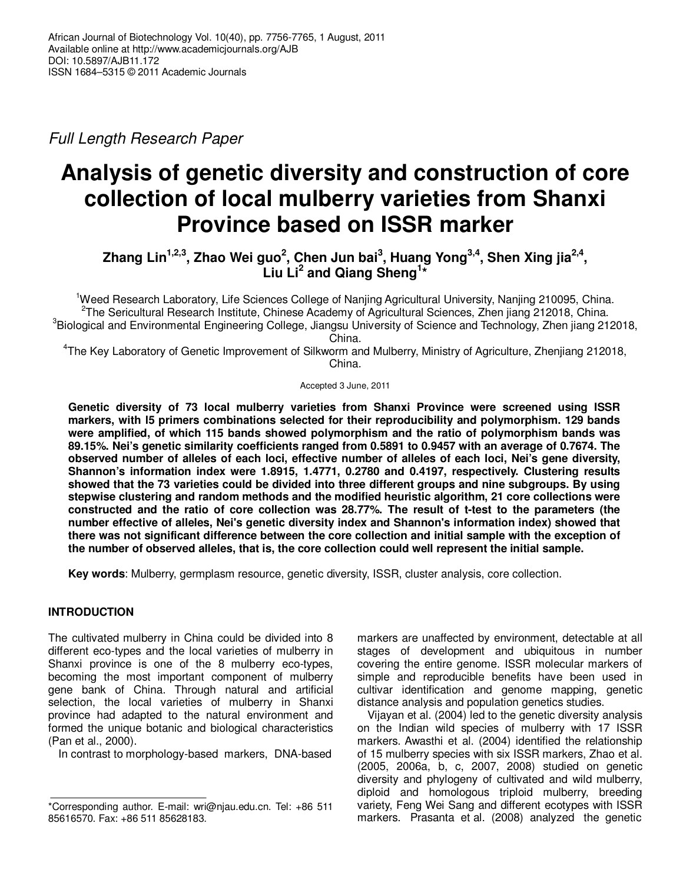African Journal of Biotechnology Vol. 10(40), pp. 7756-7765, 1 August, 2011
Available online at http://www.academicjournals.org/AJB
DOI: 10.5897/AJB11.172
ISSN 1684–5315 © 2011 Academic Journals

*Full Length Research Paper*

# Analysis of genetic diversity and construction of core collection of local mulberry varieties from Shanxi Province based on ISSR marker

**Zhang Lin[1,2,3], Zhao Wei guo[2], Chen Jun bai[3], Huang Yong[3,4], Shen Xing jia[2,4], Liu Li[2] and Qiang Sheng[1]***

[1]Weed Research Laboratory, Life Sciences College of Nanjing Agricultural University, Nanjing 210095, China.
[2]The Sericultural Research Institute, Chinese Academy of Agricultural Sciences, Zhen jiang 212018, China.
[3]Biological and Environmental Engineering College, Jiangsu University of Science and Technology, Zhen jiang 212018, China.
[4]The Key Laboratory of Genetic Improvement of Silkworm and Mulberry, Ministry of Agriculture, Zhenjiang 212018, China.

Accepted 3 June, 2011

**Genetic diversity of 73 local mulberry varieties from Shanxi Province were screened using ISSR markers, with l5 primers combinations selected for their reproducibility and polymorphism. 129 bands were amplified, of which 115 bands showed polymorphism and the ratio of polymorphism bands was 89.15%. Nei's genetic similarity coefficients ranged from 0.5891 to 0.9457 with an average of 0.7674. The observed number of alleles of each loci, effective number of alleles of each loci, Nei's gene diversity, Shannon's information index were 1.8915, 1.4771, 0.2780 and 0.4197, respectively. Clustering results showed that the 73 varieties could be divided into three different groups and nine subgroups. By using stepwise clustering and random methods and the modified heuristic algorithm, 21 core collections were constructed and the ratio of core collection was 28.77%. The result of t-test to the parameters (the number effective of alleles, Nei's genetic diversity index and Shannon's information index) showed that there was not significant difference between the core collection and initial sample with the exception of the number of observed alleles, that is, the core collection could well represent the initial sample.**

**Key words**: Mulberry, germplasm resource, genetic diversity, ISSR, cluster analysis, core collection.

## INTRODUCTION

The cultivated mulberry in China could be divided into 8 different eco-types and the local varieties of mulberry in Shanxi province is one of the 8 mulberry eco-types, becoming the most important component of mulberry gene bank of China. Through natural and artificial selection, the local varieties of mulberry in Shanxi province had adapted to the natural environment and formed the unique botanic and biological characteristics (Pan et al., 2000).

In contrast to morphology-based markers, DNA-based markers are unaffected by environment, detectable at all stages of development and ubiquitous in number covering the entire genome. ISSR molecular markers of simple and reproducible benefits have been used in cultivar identification and genome mapping, genetic distance analysis and population genetics studies.

Vijayan et al. (2004) led to the genetic diversity analysis on the Indian wild species of mulberry with 17 ISSR markers. Awasthi et al. (2004) identified the relationship of 15 mulberry species with six ISSR markers, Zhao et al. (2005, 2006a, b, c, 2007, 2008) studied on genetic diversity and phylogeny of cultivated and wild mulberry, diploid and homologous triploid mulberry, breeding variety, Feng Wei Sang and different ecotypes with ISSR markers. Prasanta et al. (2008) analyzed the genetic

*Corresponding author. E-mail: wri@njau.edu.cn. Tel: +86 511 85616570. Fax: +86 511 85628183.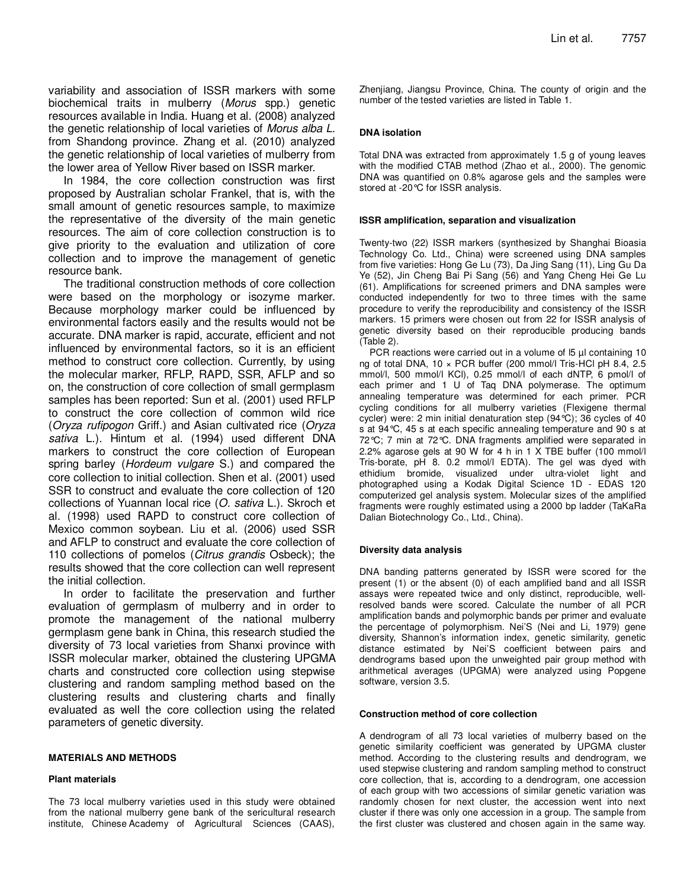variability and association of ISSR markers with some biochemical traits in mulberry (*Morus* spp.) genetic resources available in India. Huang et al. (2008) analyzed the genetic relationship of local varieties of *Morus alba L.* from Shandong province. Zhang et al. (2010) analyzed the genetic relationship of local varieties of mulberry from the lower area of Yellow River based on ISSR marker.

In 1984, the core collection construction was first proposed by Australian scholar Frankel, that is, with the small amount of genetic resources sample, to maximize the representative of the diversity of the main genetic resources. The aim of core collection construction is to give priority to the evaluation and utilization of core collection and to improve the management of genetic resource bank.

The traditional construction methods of core collection were based on the morphology or isozyme marker. Because morphology marker could be influenced by environmental factors easily and the results would not be accurate. DNA marker is rapid, accurate, efficient and not influenced by environmental factors, so it is an efficient method to construct core collection. Currently, by using the molecular marker, RFLP, RAPD, SSR, AFLP and so on, the construction of core collection of small germplasm samples has been reported: Sun et al. (2001) used RFLP to construct the core collection of common wild rice (*Oryza rufipogon* Griff.) and Asian cultivated rice (*Oryza sativa* L.). Hintum et al. (1994) used different DNA markers to construct the core collection of European spring barley (*Hordeum vulgare* S.) and compared the core collection to initial collection. Shen et al. (2001) used SSR to construct and evaluate the core collection of 120 collections of Yuannan local rice (*O. sativa* L.). Skroch et al. (1998) used RAPD to construct core collection of Mexico common soybean. Liu et al. (2006) used SSR and AFLP to construct and evaluate the core collection of 110 collections of pomelos (*Citrus grandis* Osbeck); the results showed that the core collection can well represent the initial collection.

In order to facilitate the preservation and further evaluation of germplasm of mulberry and in order to promote the management of the national mulberry germplasm gene bank in China, this research studied the diversity of 73 local varieties from Shanxi province with ISSR molecular marker, obtained the clustering UPGMA charts and constructed core collection using stepwise clustering and random sampling method based on the clustering results and clustering charts and finally evaluated as well the core collection using the related parameters of genetic diversity.

## MATERIALS AND METHODS

### Plant materials

The 73 local mulberry varieties used in this study were obtained from the national mulberry gene bank of the sericultural research institute, Chinese Academy of Agricultural Sciences (CAAS), Zhenjiang, Jiangsu Province, China. The county of origin and the number of the tested varieties are listed in Table 1.

### DNA isolation

Total DNA was extracted from approximately 1.5 g of young leaves with the modified CTAB method (Zhao et al., 2000). The genomic DNA was quantified on 0.8% agarose gels and the samples were stored at -20°C for ISSR analysis.

### ISSR amplification, separation and visualization

Twenty-two (22) ISSR markers (synthesized by Shanghai Bioasia Technology Co. Ltd., China) were screened using DNA samples from five varieties: Hong Ge Lu (73), Da Jing Sang (11), Ling Gu Da Ye (52), Jin Cheng Bai Pi Sang (56) and Yang Cheng Hei Ge Lu (61). Amplifications for screened primers and DNA samples were conducted independently for two to three times with the same procedure to verify the reproducibility and consistency of the ISSR markers. 15 primers were chosen out from 22 for ISSR analysis of genetic diversity based on their reproducible producing bands (Table 2).

PCR reactions were carried out in a volume of l5 µl containing 10 ng of total DNA, 10 × PCR buffer (200 mmol/l Tris-HCl pH 8.4, 2.5 mmol/l, 500 mmol/l KCl), 0.25 mmol/l of each dNTP, 6 pmol/l of each primer and 1 U of Taq DNA polymerase. The optimum annealing temperature was determined for each primer. PCR cycling conditions for all mulberry varieties (Flexigene thermal cycler) were: 2 min initial denaturation step (94°C); 36 cycles of 40 s at 94°C, 45 s at each specific annealing temperature and 90 s at 72°C; 7 min at 72°C. DNA fragments amplified were separated in 2.2% agarose gels at 90 W for 4 h in 1 X TBE buffer (100 mmol/l Tris-borate, pH 8. 0.2 mmol/l EDTA). The gel was dyed with ethidium bromide, visualized under ultra-violet light and photographed using a Kodak Digital Science 1D - EDAS 120 computerized gel analysis system. Molecular sizes of the amplified fragments were roughly estimated using a 2000 bp ladder (TaKaRa Dalian Biotechnology Co., Ltd., China).

### Diversity data analysis

DNA banding patterns generated by ISSR were scored for the present (1) or the absent (0) of each amplified band and all ISSR assays were repeated twice and only distinct, reproducible, well-resolved bands were scored. Calculate the number of all PCR amplification bands and polymorphic bands per primer and evaluate the percentage of polymorphism. Nei'S (Nei and Li, 1979) gene diversity, Shannon's information index, genetic similarity, genetic distance estimated by Nei'S coefficient between pairs and dendrograms based upon the unweighted pair group method with arithmetical averages (UPGMA) were analyzed using Popgene software, version 3.5.

### Construction method of core collection

A dendrogram of all 73 local varieties of mulberry based on the genetic similarity coefficient was generated by UPGMA cluster method. According to the clustering results and dendrogram, we used stepwise clustering and random sampling method to construct core collection, that is, according to a dendrogram, one accession of each group with two accessions of similar genetic variation was randomly chosen for next cluster, the accession went into next cluster if there was only one accession in a group. The sample from the first cluster was clustered and chosen again in the same way.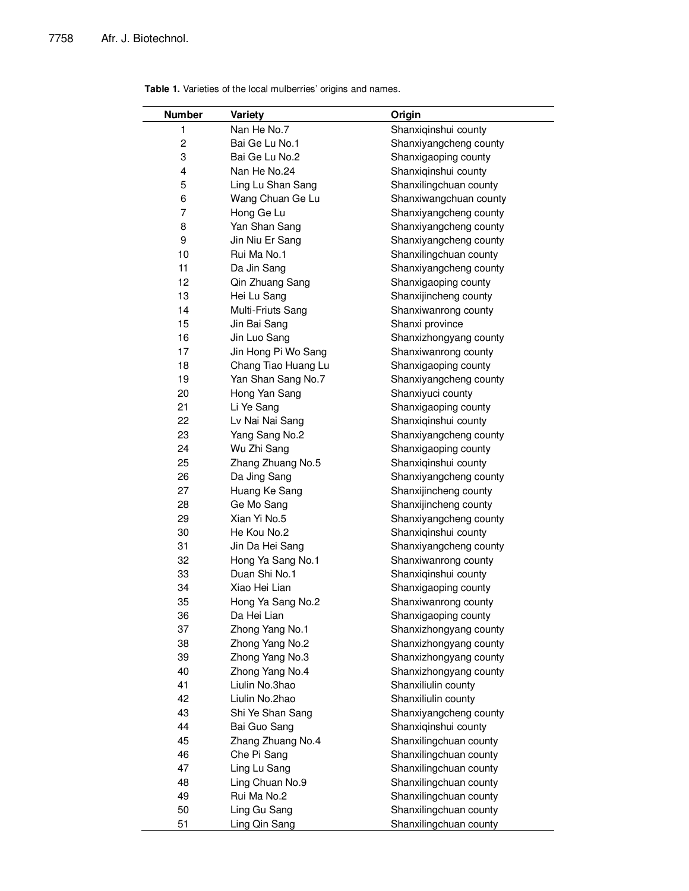**Table 1.** Varieties of the local mulberries' origins and names.

| Number | Variety | Origin |
|---|---|---|
| 1 | Nan He No.7 | Shanxiqinshui county |
| 2 | Bai Ge Lu No.1 | Shanxiyangcheng county |
| 3 | Bai Ge Lu No.2 | Shanxigaoping county |
| 4 | Nan He No.24 | Shanxiqinshui county |
| 5 | Ling Lu Shan Sang | Shanxilingchuan county |
| 6 | Wang Chuan Ge Lu | Shanxiwangchuan county |
| 7 | Hong Ge Lu | Shanxiyangcheng county |
| 8 | Yan Shan Sang | Shanxiyangcheng county |
| 9 | Jin Niu Er Sang | Shanxiyangcheng county |
| 10 | Rui Ma No.1 | Shanxilingchuan county |
| 11 | Da Jin Sang | Shanxiyangcheng county |
| 12 | Qin Zhuang Sang | Shanxigaoping county |
| 13 | Hei Lu Sang | Shanxijincheng county |
| 14 | Multi-Friuts Sang | Shanxiwanrong county |
| 15 | Jin Bai Sang | Shanxi province |
| 16 | Jin Luo Sang | Shanxizhongyang county |
| 17 | Jin Hong Pi Wo Sang | Shanxiwanrong county |
| 18 | Chang Tiao Huang Lu | Shanxigaoping county |
| 19 | Yan Shan Sang No.7 | Shanxiyangcheng county |
| 20 | Hong Yan Sang | Shanxiyuci county |
| 21 | Li Ye Sang | Shanxigaoping county |
| 22 | Lv Nai Nai Sang | Shanxiqinshui county |
| 23 | Yang Sang No.2 | Shanxiyangcheng county |
| 24 | Wu Zhi Sang | Shanxigaoping county |
| 25 | Zhang Zhuang No.5 | Shanxiqinshui county |
| 26 | Da Jing Sang | Shanxiyangcheng county |
| 27 | Huang Ke Sang | Shanxijincheng county |
| 28 | Ge Mo Sang | Shanxijincheng county |
| 29 | Xian Yi No.5 | Shanxiyangcheng county |
| 30 | He Kou No.2 | Shanxiqinshui county |
| 31 | Jin Da Hei Sang | Shanxiyangcheng county |
| 32 | Hong Ya Sang No.1 | Shanxiwanrong county |
| 33 | Duan Shi No.1 | Shanxiqinshui county |
| 34 | Xiao Hei Lian | Shanxigaoping county |
| 35 | Hong Ya Sang No.2 | Shanxiwanrong county |
| 36 | Da Hei Lian | Shanxigaoping county |
| 37 | Zhong Yang No.1 | Shanxizhongyang county |
| 38 | Zhong Yang No.2 | Shanxizhongyang county |
| 39 | Zhong Yang No.3 | Shanxizhongyang county |
| 40 | Zhong Yang No.4 | Shanxizhongyang county |
| 41 | Liulin No.3hao | Shanxiliulin county |
| 42 | Liulin No.2hao | Shanxiliulin county |
| 43 | Shi Ye Shan Sang | Shanxiyangcheng county |
| 44 | Bai Guo Sang | Shanxiqinshui county |
| 45 | Zhang Zhuang No.4 | Shanxilingchuan county |
| 46 | Che Pi Sang | Shanxilingchuan county |
| 47 | Ling Lu Sang | Shanxilingchuan county |
| 48 | Ling Chuan No.9 | Shanxilingchuan county |
| 49 | Rui Ma No.2 | Shanxilingchuan county |
| 50 | Ling Gu Sang | Shanxilingchuan county |
| 51 | Ling Qin Sang | Shanxilingchuan county |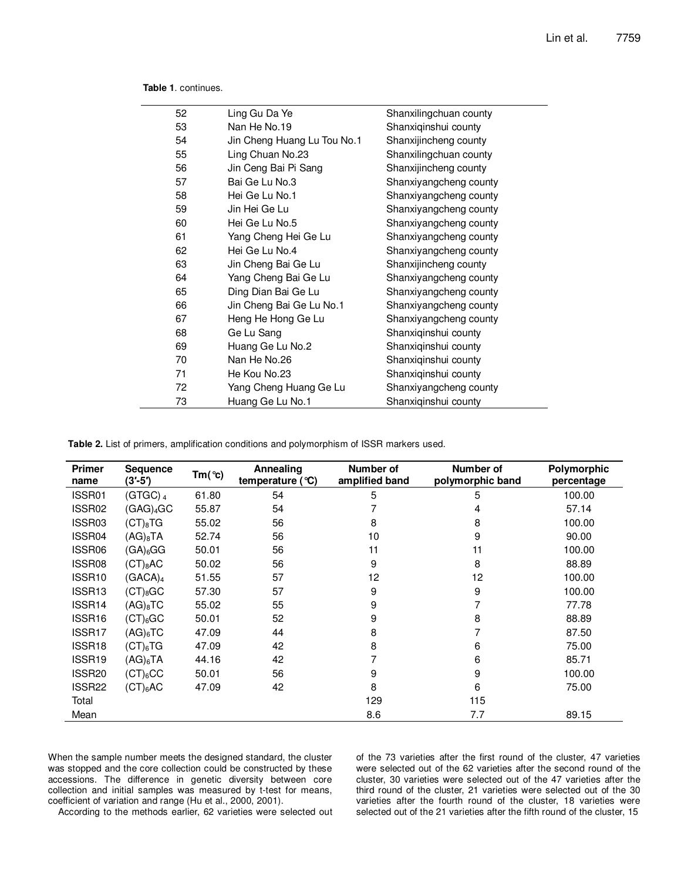**Table 1**. continues.

| | | |
|---|---|---|
| 52 | Ling Gu Da Ye | Shanxilingchuan county |
| 53 | Nan He No.19 | Shanxiqinshui county |
| 54 | Jin Cheng Huang Lu Tou No.1 | Shanxijincheng county |
| 55 | Ling Chuan No.23 | Shanxilingchuan county |
| 56 | Jin Ceng Bai Pi Sang | Shanxijincheng county |
| 57 | Bai Ge Lu No.3 | Shanxiyangcheng county |
| 58 | Hei Ge Lu No.1 | Shanxiyangcheng county |
| 59 | Jin Hei Ge Lu | Shanxiyangcheng county |
| 60 | Hei Ge Lu No.5 | Shanxiyangcheng county |
| 61 | Yang Cheng Hei Ge Lu | Shanxiyangcheng county |
| 62 | Hei Ge Lu No.4 | Shanxiyangcheng county |
| 63 | Jin Cheng Bai Ge Lu | Shanxijincheng county |
| 64 | Yang Cheng Bai Ge Lu | Shanxiyangcheng county |
| 65 | Ding Dian Bai Ge Lu | Shanxiyangcheng county |
| 66 | Jin Cheng Bai Ge Lu No.1 | Shanxiyangcheng county |
| 67 | Heng He Hong Ge Lu | Shanxiyangcheng county |
| 68 | Ge Lu Sang | Shanxiqinshui county |
| 69 | Huang Ge Lu No.2 | Shanxiqinshui county |
| 70 | Nan He No.26 | Shanxiqinshui county |
| 71 | He Kou No.23 | Shanxiqinshui county |
| 72 | Yang Cheng Huang Ge Lu | Shanxiyangcheng county |
| 73 | Huang Ge Lu No.1 | Shanxiqinshui county |

**Table 2.** List of primers, amplification conditions and polymorphism of ISSR markers used.

| Primer name | Sequence (3′-5′) | Tm(℃) | Annealing temperature (℃) | Number of amplified band | Number of polymorphic band | Polymorphic percentage |
|---|---|---|---|---|---|---|
| ISSR01 | $(GTGC)_4$ | 61.80 | 54 | 5 | 5 | 100.00 |
| ISSR02 | $(GAG)_4GC$ | 55.87 | 54 | 7 | 4 | 57.14 |
| ISSR03 | $(CT)_8TG$ | 55.02 | 56 | 8 | 8 | 100.00 |
| ISSR04 | $(AG)_8TA$ | 52.74 | 56 | 10 | 9 | 90.00 |
| ISSR06 | $(GA)_6GG$ | 50.01 | 56 | 11 | 11 | 100.00 |
| ISSR08 | $(CT)_8AC$ | 50.02 | 56 | 9 | 8 | 88.89 |
| ISSR10 | $(GACA)_4$ | 51.55 | 57 | 12 | 12 | 100.00 |
| ISSR13 | $(CT)_8GC$ | 57.30 | 57 | 9 | 9 | 100.00 |
| ISSR14 | $(AG)_8TC$ | 55.02 | 55 | 9 | 7 | 77.78 |
| ISSR16 | $(CT)_6GC$ | 50.01 | 52 | 9 | 8 | 88.89 |
| ISSR17 | $(AG)_6TC$ | 47.09 | 44 | 8 | 7 | 87.50 |
| ISSR18 | $(CT)_6TG$ | 47.09 | 42 | 8 | 6 | 75.00 |
| ISSR19 | $(AG)_6TA$ | 44.16 | 42 | 7 | 6 | 85.71 |
| ISSR20 | $(CT)_6CC$ | 50.01 | 56 | 9 | 9 | 100.00 |
| ISSR22 | $(CT)_6AC$ | 47.09 | 42 | 8 | 6 | 75.00 |
| Total | | | | 129 | 115 | |
| Mean | | | | 8.6 | 7.7 | 89.15 |

When the sample number meets the designed standard, the cluster was stopped and the core collection could be constructed by these accessions. The difference in genetic diversity between core collection and initial samples was measured by t-test for means, coefficient of variation and range (Hu et al., 2000, 2001).

According to the methods earlier, 62 varieties were selected out of the 73 varieties after the first round of the cluster, 47 varieties were selected out of the 62 varieties after the second round of the cluster, 30 varieties were selected out of the 47 varieties after the third round of the cluster, 21 varieties were selected out of the 30 varieties after the fourth round of the cluster, 18 varieties were selected out of the 21 varieties after the fifth round of the cluster, 15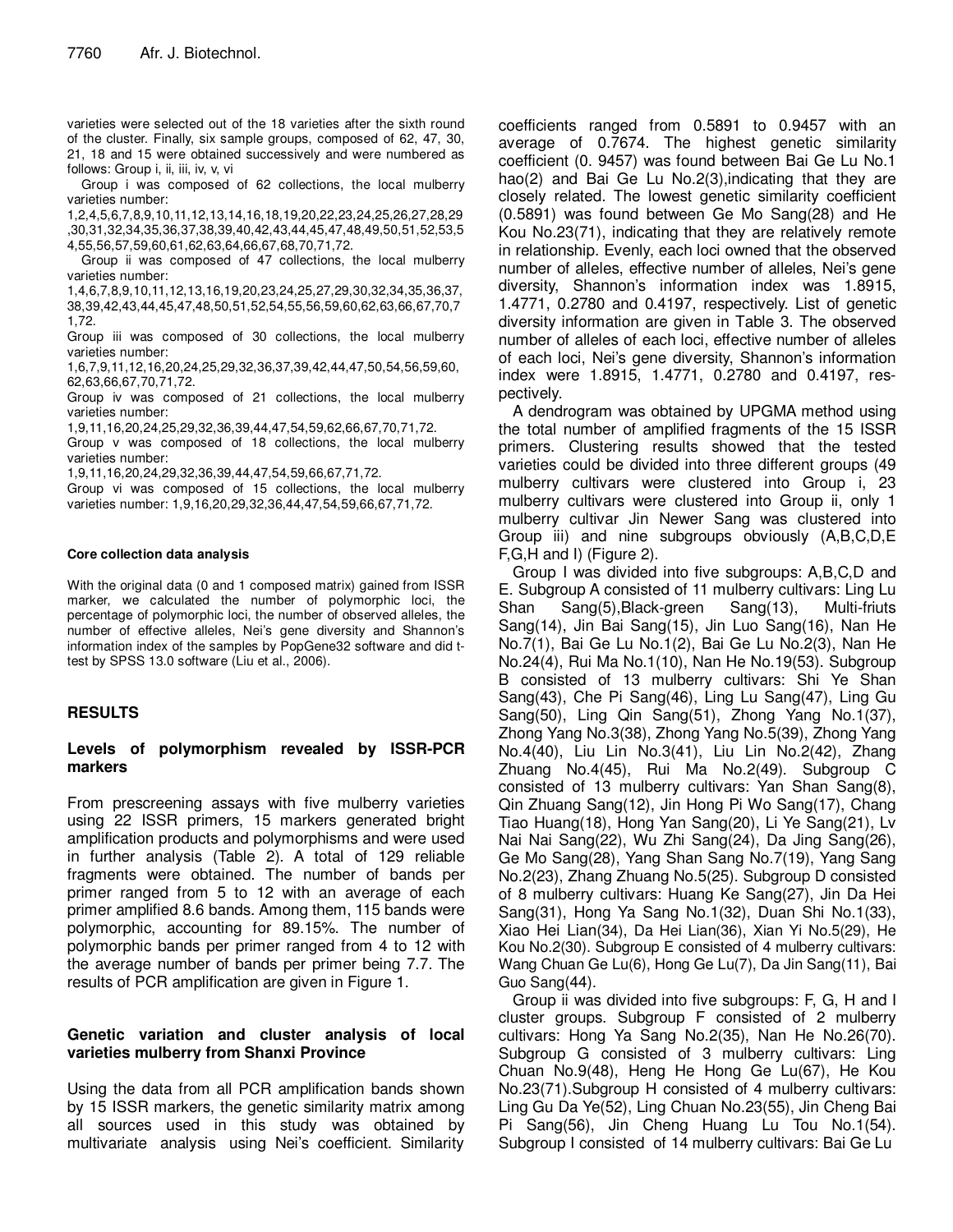varieties were selected out of the 18 varieties after the sixth round of the cluster. Finally, six sample groups, composed of 62, 47, 30, 21, 18 and 15 were obtained successively and were numbered as follows: Group i, ii, iii, iv, v, vi

Group i was composed of 62 collections, the local mulberry varieties number: 1,2,4,5,6,7,8,9,10,11,12,13,14,16,18,19,20,22,23,24,25,26,27,28,29,30,31,32,34,35,36,37,38,39,40,42,43,44,45,47,48,49,50,51,52,53,54,55,56,57,59,60,61,62,63,64,66,67,68,70,71,72.

Group ii was composed of 47 collections, the local mulberry varieties number: 1,4,6,7,8,9,10,11,12,13,16,19,20,23,24,25,27,29,30,32,34,35,36,37,38,39,42,43,44,45,47,48,50,51,52,54,55,56,59,60,62,63,66,67,70,71,72.

Group iii was composed of 30 collections, the local mulberry varieties number: 1,6,7,9,11,12,16,20,24,25,29,32,36,37,39,42,44,47,50,54,56,59,60,62,63,66,67,70,71,72.

Group iv was composed of 21 collections, the local mulberry varieties number: 1,9,11,16,20,24,25,29,32,36,39,44,47,54,59,62,66,67,70,71,72.

Group v was composed of 18 collections, the local mulberry varieties number: 1,9,11,16,20,24,29,32,36,39,44,47,54,59,66,67,71,72.

Group vi was composed of 15 collections, the local mulberry varieties number: 1,9,16,20,29,32,36,44,47,54,59,66,67,71,72.

#### Core collection data analysis

With the original data (0 and 1 composed matrix) gained from ISSR marker, we calculated the number of polymorphic loci, the percentage of polymorphic loci, the number of observed alleles, the number of effective alleles, Nei's gene diversity and Shannon's information index of the samples by PopGene32 software and did t-test by SPSS 13.0 software (Liu et al., 2006).

## RESULTS

### Levels of polymorphism revealed by ISSR-PCR markers

From prescreening assays with five mulberry varieties using 22 ISSR primers, 15 markers generated bright amplification products and polymorphisms and were used in further analysis (Table 2). A total of 129 reliable fragments were obtained. The number of bands per primer ranged from 5 to 12 with an average of each primer amplified 8.6 bands. Among them, 115 bands were polymorphic, accounting for 89.15%. The number of polymorphic bands per primer ranged from 4 to 12 with the average number of bands per primer being 7.7. The results of PCR amplification are given in Figure 1.

### Genetic variation and cluster analysis of local varieties mulberry from Shanxi Province

Using the data from all PCR amplification bands shown by 15 ISSR markers, the genetic similarity matrix among all sources used in this study was obtained by multivariate analysis using Nei's coefficient. Similarity coefficients ranged from 0.5891 to 0.9457 with an average of 0.7674. The highest genetic similarity coefficient (0. 9457) was found between Bai Ge Lu No.1 hao(2) and Bai Ge Lu No.2(3),indicating that they are closely related. The lowest genetic similarity coefficient (0.5891) was found between Ge Mo Sang(28) and He Kou No.23(71), indicating that they are relatively remote in relationship. Evenly, each loci owned that the observed number of alleles, effective number of alleles, Nei's gene diversity, Shannon's information index was 1.8915, 1.4771, 0.2780 and 0.4197, respectively. List of genetic diversity information are given in Table 3. The observed number of alleles of each loci, effective number of alleles of each loci, Nei's gene diversity, Shannon's information index were 1.8915, 1.4771, 0.2780 and 0.4197, respectively.

A dendrogram was obtained by UPGMA method using the total number of amplified fragments of the 15 ISSR primers. Clustering results showed that the tested varieties could be divided into three different groups (49 mulberry cultivars were clustered into Group i, 23 mulberry cultivars were clustered into Group ii, only 1 mulberry cultivar Jin Newer Sang was clustered into Group iii) and nine subgroups obviously (A,B,C,D,E F,G,H and I) (Figure 2).

Group I was divided into five subgroups: A,B,C,D and E. Subgroup A consisted of 11 mulberry cultivars: Ling Lu Shan Sang(5),Black-green Sang(13), Multi-friuts Sang(14), Jin Bai Sang(15), Jin Luo Sang(16), Nan He No.7(1), Bai Ge Lu No.1(2), Bai Ge Lu No.2(3), Nan He No.24(4), Rui Ma No.1(10), Nan He No.19(53). Subgroup B consisted of 13 mulberry cultivars: Shi Ye Shan Sang(43), Che Pi Sang(46), Ling Lu Sang(47), Ling Gu Sang(50), Ling Qin Sang(51), Zhong Yang No.1(37), Zhong Yang No.3(38), Zhong Yang No.5(39), Zhong Yang No.4(40), Liu Lin No.3(41), Liu Lin No.2(42), Zhang Zhuang No.4(45), Rui Ma No.2(49). Subgroup C consisted of 13 mulberry cultivars: Yan Shan Sang(8), Qin Zhuang Sang(12), Jin Hong Pi Wo Sang(17), Chang Tiao Huang(18), Hong Yan Sang(20), Li Ye Sang(21), Lv Nai Nai Sang(22), Wu Zhi Sang(24), Da Jing Sang(26), Ge Mo Sang(28), Yang Shan Sang No.7(19), Yang Sang No.2(23), Zhang Zhuang No.5(25). Subgroup D consisted of 8 mulberry cultivars: Huang Ke Sang(27), Jin Da Hei Sang(31), Hong Ya Sang No.1(32), Duan Shi No.1(33), Xiao Hei Lian(34), Da Hei Lian(36), Xian Yi No.5(29), He Kou No.2(30). Subgroup E consisted of 4 mulberry cultivars: Wang Chuan Ge Lu(6), Hong Ge Lu(7), Da Jin Sang(11), Bai Guo Sang(44).

Group ii was divided into five subgroups: F, G, H and I cluster groups. Subgroup F consisted of 2 mulberry cultivars: Hong Ya Sang No.2(35), Nan He No.26(70). Subgroup G consisted of 3 mulberry cultivars: Ling Chuan No.9(48), Heng He Hong Ge Lu(67), He Kou No.23(71).Subgroup H consisted of 4 mulberry cultivars: Ling Gu Da Ye(52), Ling Chuan No.23(55), Jin Cheng Bai Pi Sang(56), Jin Cheng Huang Lu Tou No.1(54). Subgroup I consisted of 14 mulberry cultivars: Bai Ge Lu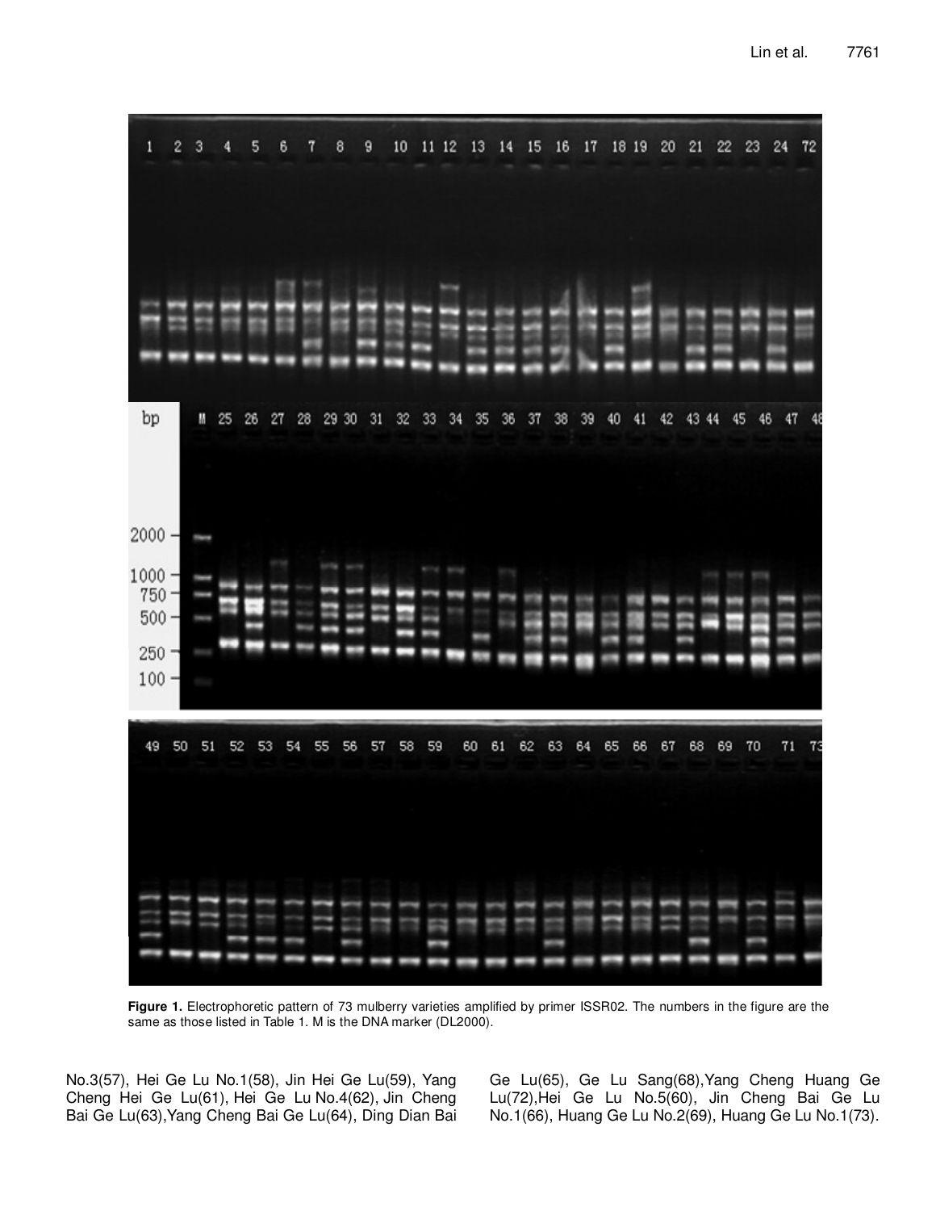**Figure 1.** Electrophoretic pattern of 73 mulberry varieties amplified by primer ISSR02. The numbers in the figure are the same as those listed in Table 1. M is the DNA marker (DL2000).

No.3(57), Hei Ge Lu No.1(58), Jin Hei Ge Lu(59), Yang Cheng Hei Ge Lu(61), Hei Ge Lu No.4(62), Jin Cheng Bai Ge Lu(63),Yang Cheng Bai Ge Lu(64), Ding Dian Bai Ge Lu(65), Ge Lu Sang(68),Yang Cheng Huang Ge Lu(72),Hei Ge Lu No.5(60), Jin Cheng Bai Ge Lu No.1(66), Huang Ge Lu No.2(69), Huang Ge Lu No.1(73).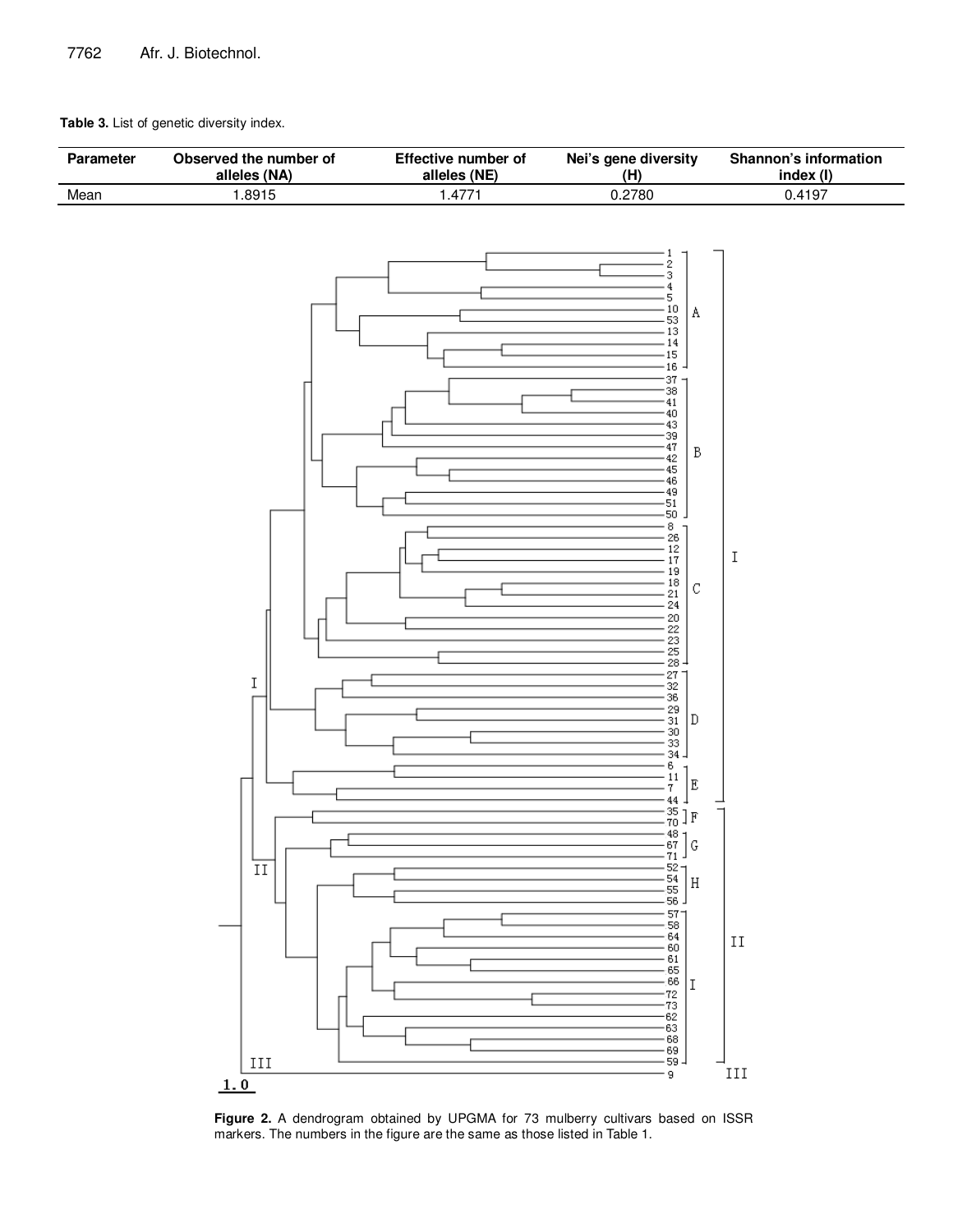**Table 3.** List of genetic diversity index.

| Parameter | Observed the number of alleles (NA) | Effective number of alleles (NE) | Nei's gene diversity (H) | Shannon's information index (I) |
|---|---|---|---|---|
| Mean | 1.8915 | 1.4771 | 0.2780 | 0.4197 |

**Figure 2.** A dendrogram obtained by UPGMA for 73 mulberry cultivars based on ISSR markers. The numbers in the figure are the same as those listed in Table 1.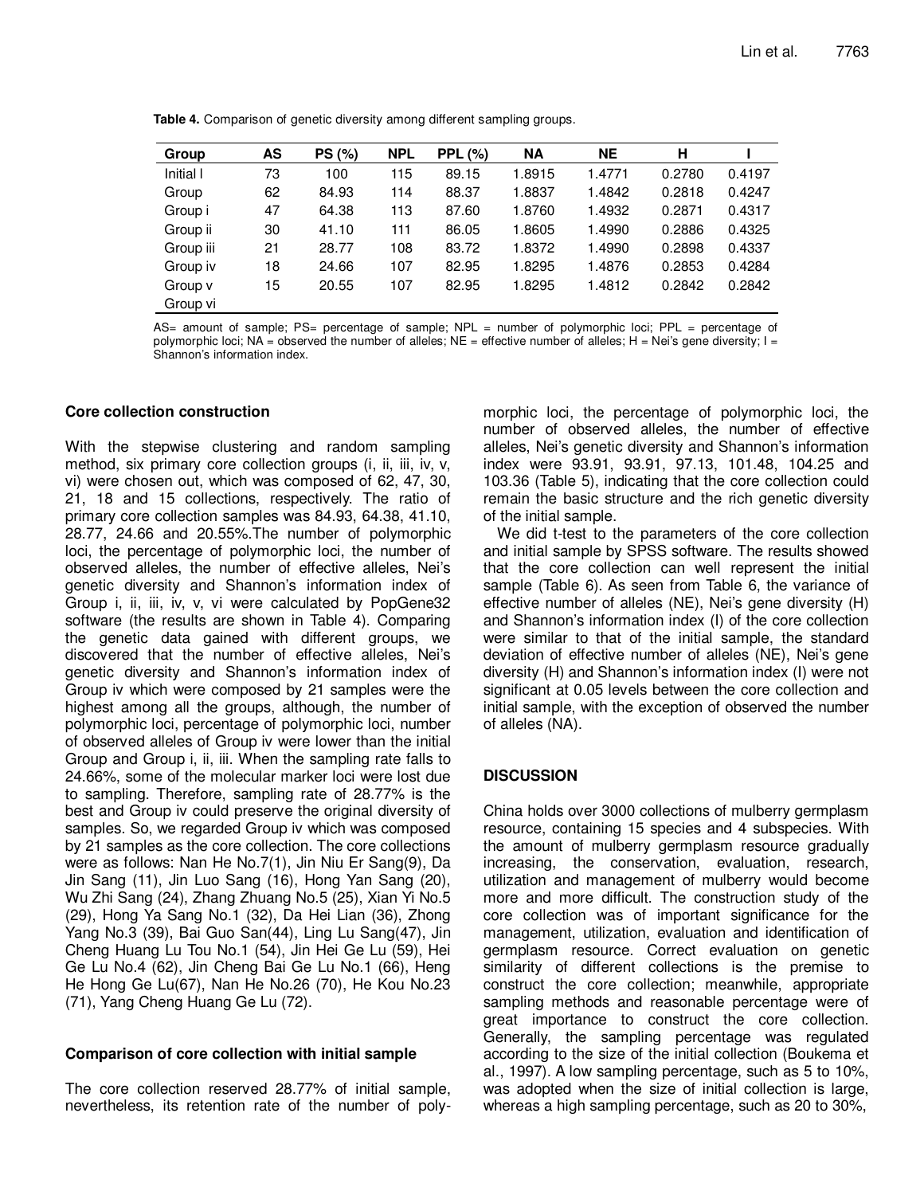**Table 4.** Comparison of genetic diversity among different sampling groups.

| Group | AS | PS (%) | NPL | PPL (%) | NA | NE | H | I |
|---|---|---|---|---|---|---|---|---|
| Initial I | 73 | 100 | 115 | 89.15 | 1.8915 | 1.4771 | 0.2780 | 0.4197 |
| Group | 62 | 84.93 | 114 | 88.37 | 1.8837 | 1.4842 | 0.2818 | 0.4247 |
| Group i | 47 | 64.38 | 113 | 87.60 | 1.8760 | 1.4932 | 0.2871 | 0.4317 |
| Group ii | 30 | 41.10 | 111 | 86.05 | 1.8605 | 1.4990 | 0.2886 | 0.4325 |
| Group iii | 21 | 28.77 | 108 | 83.72 | 1.8372 | 1.4990 | 0.2898 | 0.4337 |
| Group iv | 18 | 24.66 | 107 | 82.95 | 1.8295 | 1.4876 | 0.2853 | 0.4284 |
| Group v | 15 | 20.55 | 107 | 82.95 | 1.8295 | 1.4812 | 0.2842 | 0.2842 |
| Group vi | | | | | | | | |

AS= amount of sample; PS= percentage of sample; NPL = number of polymorphic loci; PPL = percentage of polymorphic loci; NA = observed the number of alleles; NE = effective number of alleles; H = Nei's gene diversity; I = Shannon's information index.

### Core collection construction

With the stepwise clustering and random sampling method, six primary core collection groups (i, ii, iii, iv, v, vi) were chosen out, which was composed of 62, 47, 30, 21, 18 and 15 collections, respectively. The ratio of primary core collection samples was 84.93, 64.38, 41.10, 28.77, 24.66 and 20.55%.The number of polymorphic loci, the percentage of polymorphic loci, the number of observed alleles, the number of effective alleles, Nei's genetic diversity and Shannon's information index of Group i, ii, iii, iv, v, vi were calculated by PopGene32 software (the results are shown in Table 4). Comparing the genetic data gained with different groups, we discovered that the number of effective alleles, Nei's genetic diversity and Shannon's information index of Group iv which were composed by 21 samples were the highest among all the groups, although, the number of polymorphic loci, percentage of polymorphic loci, number of observed alleles of Group iv were lower than the initial Group and Group i, ii, iii. When the sampling rate falls to 24.66%, some of the molecular marker loci were lost due to sampling. Therefore, sampling rate of 28.77% is the best and Group iv could preserve the original diversity of samples. So, we regarded Group iv which was composed by 21 samples as the core collection. The core collections were as follows: Nan He No.7(1), Jin Niu Er Sang(9), Da Jin Sang (11), Jin Luo Sang (16), Hong Yan Sang (20), Wu Zhi Sang (24), Zhang Zhuang No.5 (25), Xian Yi No.5 (29), Hong Ya Sang No.1 (32), Da Hei Lian (36), Zhong Yang No.3 (39), Bai Guo San(44), Ling Lu Sang(47), Jin Cheng Huang Lu Tou No.1 (54), Jin Hei Ge Lu (59), Hei Ge Lu No.4 (62), Jin Cheng Bai Ge Lu No.1 (66), Heng He Hong Ge Lu(67), Nan He No.26 (70), He Kou No.23 (71), Yang Cheng Huang Ge Lu (72).

### Comparison of core collection with initial sample

The core collection reserved 28.77% of initial sample, nevertheless, its retention rate of the number of polymorphic loci, the percentage of polymorphic loci, the number of observed alleles, the number of effective alleles, Nei's genetic diversity and Shannon's information index were 93.91, 93.91, 97.13, 101.48, 104.25 and 103.36 (Table 5), indicating that the core collection could remain the basic structure and the rich genetic diversity of the initial sample.

We did t-test to the parameters of the core collection and initial sample by SPSS software. The results showed that the core collection can well represent the initial sample (Table 6). As seen from Table 6, the variance of effective number of alleles (NE), Nei's gene diversity (H) and Shannon's information index (I) of the core collection were similar to that of the initial sample, the standard deviation of effective number of alleles (NE), Nei's gene diversity (H) and Shannon's information index (I) were not significant at 0.05 levels between the core collection and initial sample, with the exception of observed the number of alleles (NA).

## DISCUSSION

China holds over 3000 collections of mulberry germplasm resource, containing 15 species and 4 subspecies. With the amount of mulberry germplasm resource gradually increasing, the conservation, evaluation, research, utilization and management of mulberry would become more and more difficult. The construction study of the core collection was of important significance for the management, utilization, evaluation and identification of germplasm resource. Correct evaluation on genetic similarity of different collections is the premise to construct the core collection; meanwhile, appropriate sampling methods and reasonable percentage were of great importance to construct the core collection. Generally, the sampling percentage was regulated according to the size of the initial collection (Boukema et al., 1997). A low sampling percentage, such as 5 to 10%, was adopted when the size of initial collection is large, whereas a high sampling percentage, such as 20 to 30%,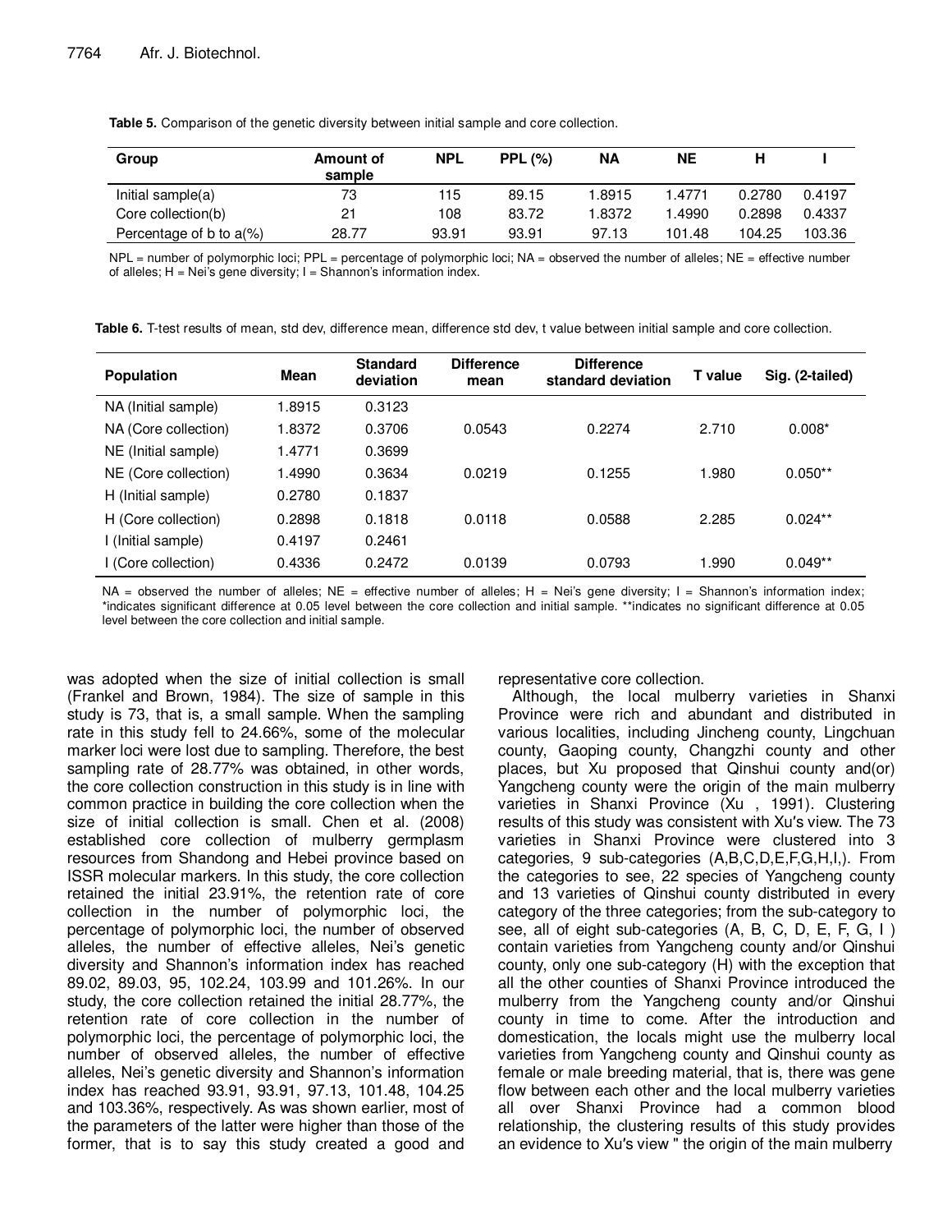**Table 5.** Comparison of the genetic diversity between initial sample and core collection.

| Group | Amount of sample | NPL | PPL (%) | NA | NE | H | I |
|---|---|---|---|---|---|---|---|
| Initial sample(a) | 73 | 115 | 89.15 | 1.8915 | 1.4771 | 0.2780 | 0.4197 |
| Core collection(b) | 21 | 108 | 83.72 | 1.8372 | 1.4990 | 0.2898 | 0.4337 |
| Percentage of b to a(%) | 28.77 | 93.91 | 93.91 | 97.13 | 101.48 | 104.25 | 103.36 |

NPL = number of polymorphic loci; PPL = percentage of polymorphic loci; NA = observed the number of alleles; NE = effective number of alleles; H = Nei's gene diversity; I = Shannon's information index.

**Table 6.** T-test results of mean, std dev, difference mean, difference std dev, t value between initial sample and core collection.

| Population | Mean | Standard deviation | Difference mean | Difference standard deviation | T value | Sig. (2-tailed) |
|---|---|---|---|---|---|---|
| NA (Initial sample) | 1.8915 | 0.3123 | | | | |
| NA (Core collection) | 1.8372 | 0.3706 | 0.0543 | 0.2274 | 2.710 | 0.008* |
| NE (Initial sample) | 1.4771 | 0.3699 | | | | |
| NE (Core collection) | 1.4990 | 0.3634 | 0.0219 | 0.1255 | 1.980 | 0.050** |
| H (Initial sample) | 0.2780 | 0.1837 | | | | |
| H (Core collection) | 0.2898 | 0.1818 | 0.0118 | 0.0588 | 2.285 | 0.024** |
| I (Initial sample) | 0.4197 | 0.2461 | | | | |
| I (Core collection) | 0.4336 | 0.2472 | 0.0139 | 0.0793 | 1.990 | 0.049** |

NA = observed the number of alleles; NE = effective number of alleles; H = Nei's gene diversity; I = Shannon's information index; *indicates significant difference at 0.05 level between the core collection and initial sample. **indicates no significant difference at 0.05 level between the core collection and initial sample.

was adopted when the size of initial collection is small (Frankel and Brown, 1984). The size of sample in this study is 73, that is, a small sample. When the sampling rate in this study fell to 24.66%, some of the molecular marker loci were lost due to sampling. Therefore, the best sampling rate of 28.77% was obtained, in other words, the core collection construction in this study is in line with common practice in building the core collection when the size of initial collection is small. Chen et al. (2008) established core collection of mulberry germplasm resources from Shandong and Hebei province based on ISSR molecular markers. In this study, the core collection retained the initial 23.91%, the retention rate of core collection in the number of polymorphic loci, the percentage of polymorphic loci, the number of observed alleles, the number of effective alleles, Nei's genetic diversity and Shannon's information index has reached 89.02, 89.03, 95, 102.24, 103.99 and 101.26%. In our study, the core collection retained the initial 28.77%, the retention rate of core collection in the number of polymorphic loci, the percentage of polymorphic loci, the number of observed alleles, the number of effective alleles, Nei's genetic diversity and Shannon's information index has reached 93.91, 93.91, 97.13, 101.48, 104.25 and 103.36%, respectively. As was shown earlier, most of the parameters of the latter were higher than those of the former, that is to say this study created a good and representative core collection.

Although, the local mulberry varieties in Shanxi Province were rich and abundant and distributed in various localities, including Jincheng county, Lingchuan county, Gaoping county, Changzhi county and other places, but Xu proposed that Qinshui county and(or) Yangcheng county were the origin of the main mulberry varieties in Shanxi Province (Xu , 1991). Clustering results of this study was consistent with Xu′s view. The 73 varieties in Shanxi Province were clustered into 3 categories, 9 sub-categories (A,B,C,D,E,F,G,H,I,). From the categories to see, 22 species of Yangcheng county and 13 varieties of Qinshui county distributed in every category of the three categories; from the sub-category to see, all of eight sub-categories (A, B, C, D, E, F, G, I ) contain varieties from Yangcheng county and/or Qinshui county, only one sub-category (H) with the exception that all the other counties of Shanxi Province introduced the mulberry from the Yangcheng county and/or Qinshui county in time to come. After the introduction and domestication, the locals might use the mulberry local varieties from Yangcheng county and Qinshui county as female or male breeding material, that is, there was gene flow between each other and the local mulberry varieties all over Shanxi Province had a common blood relationship, the clustering results of this study provides an evidence to Xu′s view " the origin of the main mulberry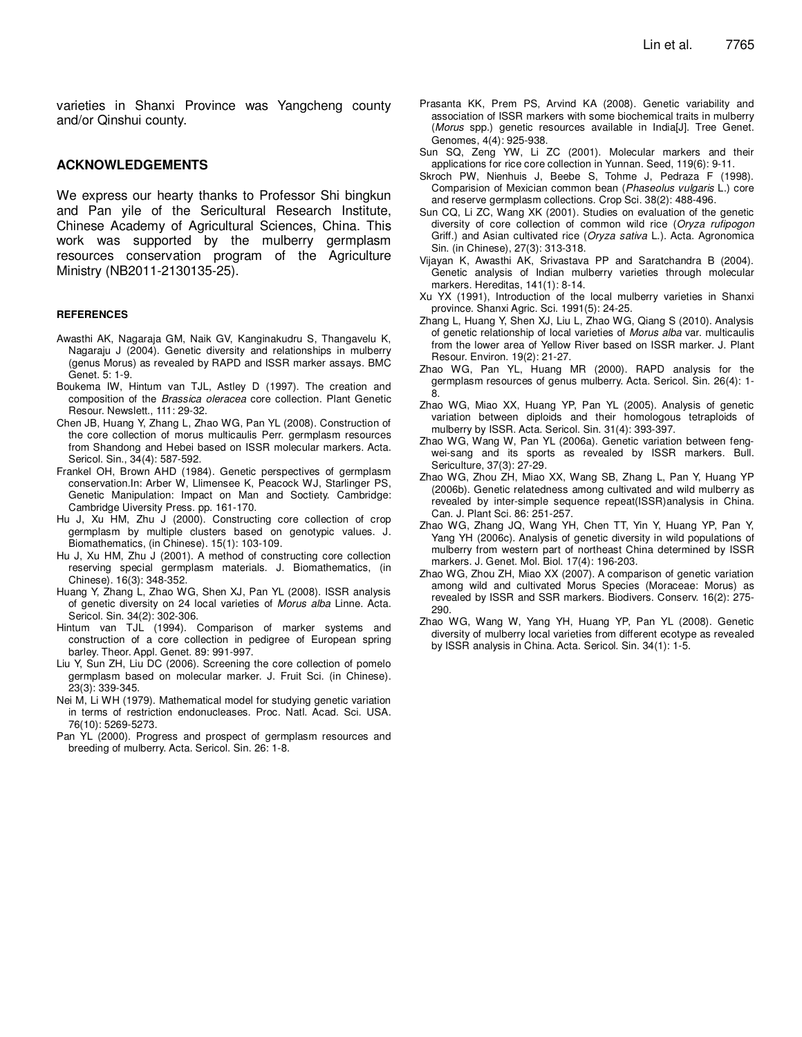varieties in Shanxi Province was Yangcheng county and/or Qinshui county.

## ACKNOWLEDGEMENTS

We express our hearty thanks to Professor Shi bingkun and Pan yile of the Sericultural Research Institute, Chinese Academy of Agricultural Sciences, China. This work was supported by the mulberry germplasm resources conservation program of the Agriculture Ministry (NB2011-2130135-25).

### REFERENCES

Awasthi AK, Nagaraja GM, Naik GV, Kanginakudru S, Thangavelu K, Nagaraju J (2004). Genetic diversity and relationships in mulberry (genus Morus) as revealed by RAPD and ISSR marker assays. BMC Genet. 5: 1-9.

Boukema IW, Hintum van TJL, Astley D (1997). The creation and composition of the *Brassica oleracea* core collection. Plant Genetic Resour. Newslett., 111: 29-32.

Chen JB, Huang Y, Zhang L, Zhao WG, Pan YL (2008). Construction of the core collection of morus multicaulis Perr. germplasm resources from Shandong and Hebei based on ISSR molecular markers. Acta. Sericol. Sin., 34(4): 587-592.

Frankel OH, Brown AHD (1984). Genetic perspectives of germplasm conservation.In: Arber W, Llimensee K, Peacock WJ, Starlinger PS, Genetic Manipulation: Impact on Man and Soctiety. Cambridge: Cambridge Uiversity Press. pp. 161-170.

Hu J, Xu HM, Zhu J (2000). Constructing core collection of crop germplasm by multiple clusters based on genotypic values. J. Biomathematics, (in Chinese). 15(1): 103-109.

Hu J, Xu HM, Zhu J (2001). A method of constructing core collection reserving special germplasm materials. J. Biomathematics, (in Chinese). 16(3): 348-352.

Huang Y, Zhang L, Zhao WG, Shen XJ, Pan YL (2008). ISSR analysis of genetic diversity on 24 local varieties of *Morus alba* Linne. Acta. Sericol. Sin. 34(2): 302-306.

Hintum van TJL (1994). Comparison of marker systems and construction of a core collection in pedigree of European spring barley. Theor. Appl. Genet. 89: 991-997.

Liu Y, Sun ZH, Liu DC (2006). Screening the core collection of pomelo germplasm based on molecular marker. J. Fruit Sci. (in Chinese). 23(3): 339-345.

Nei M, Li WH (1979). Mathematical model for studying genetic variation in terms of restriction endonucleases. Proc. Natl. Acad. Sci. USA. 76(10): 5269-5273.

Pan YL (2000). Progress and prospect of germplasm resources and breeding of mulberry. Acta. Sericol. Sin. 26: 1-8.

Prasanta KK, Prem PS, Arvind KA (2008). Genetic variability and association of ISSR markers with some biochemical traits in mulberry (*Morus* spp.) genetic resources available in India[J]. Tree Genet. Genomes, 4(4): 925-938.

Sun SQ, Zeng YW, Li ZC (2001). Molecular markers and their applications for rice core collection in Yunnan. Seed, 119(6): 9-11.

Skroch PW, Nienhuis J, Beebe S, Tohme J, Pedraza F (1998). Comparision of Mexican common bean (*Phaseolus vulgaris* L.) core and reserve germplasm collections. Crop Sci. 38(2): 488-496.

Sun CQ, Li ZC, Wang XK (2001). Studies on evaluation of the genetic diversity of core collection of common wild rice (*Oryza rufipogon* Griff.) and Asian cultivated rice (*Oryza sativa* L.). Acta. Agronomica Sin. (in Chinese), 27(3): 313-318.

Vijayan K, Awasthi AK, Srivastava PP and Saratchandra B (2004). Genetic analysis of Indian mulberry varieties through molecular markers. Hereditas, 141(1): 8-14.

Xu YX (1991), Introduction of the local mulberry varieties in Shanxi province. Shanxi Agric. Sci. 1991(5): 24-25.

Zhang L, Huang Y, Shen XJ, Liu L, Zhao WG, Qiang S (2010). Analysis of genetic relationship of local varieties of *Morus alba* var. multicaulis from the lower area of Yellow River based on ISSR marker. J. Plant Resour. Environ. 19(2): 21-27.

Zhao WG, Pan YL, Huang MR (2000). RAPD analysis for the germplasm resources of genus mulberry. Acta. Sericol. Sin. 26(4): 1-8.

Zhao WG, Miao XX, Huang YP, Pan YL (2005). Analysis of genetic variation between diploids and their homologous tetraploids of mulberry by ISSR. Acta. Sericol. Sin. 31(4): 393-397.

Zhao WG, Wang W, Pan YL (2006a). Genetic variation between feng-wei-sang and its sports as revealed by ISSR markers. Bull. Sericulture, 37(3): 27-29.

Zhao WG, Zhou ZH, Miao XX, Wang SB, Zhang L, Pan Y, Huang YP (2006b). Genetic relatedness among cultivated and wild mulberry as revealed by inter-simple sequence repeat(ISSR)analysis in China. Can. J. Plant Sci. 86: 251-257.

Zhao WG, Zhang JQ, Wang YH, Chen TT, Yin Y, Huang YP, Pan Y, Yang YH (2006c). Analysis of genetic diversity in wild populations of mulberry from western part of northeast China determined by ISSR markers. J. Genet. Mol. Biol. 17(4): 196-203.

Zhao WG, Zhou ZH, Miao XX (2007). A comparison of genetic variation among wild and cultivated Morus Species (Moraceae: Morus) as revealed by ISSR and SSR markers. Biodivers. Conserv. 16(2): 275-290.

Zhao WG, Wang W, Yang YH, Huang YP, Pan YL (2008). Genetic diversity of mulberry local varieties from different ecotype as revealed by ISSR analysis in China. Acta. Sericol. Sin. 34(1): 1-5.